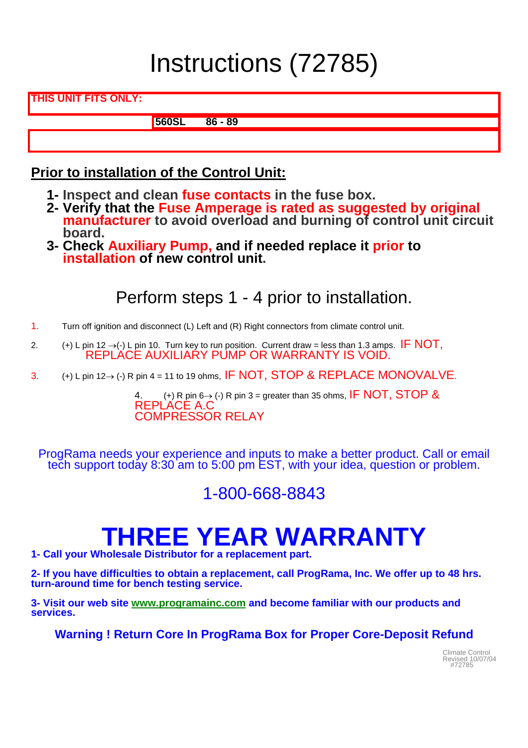# Instructions (72785)

| THIS UNIT FITS ONLY: | |
|---|---|
| **560SL** | **86 - 89** |

## Prior to installation of the Control Unit:

1. **Inspect and clean fuse contacts in the fuse box.**
2. **Verify that the Fuse Amperage is rated as suggested by original manufacturer to avoid overload and burning of control unit circuit board.**
3. **Check Auxiliary Pump, and if needed replace it prior to installation of new control unit.**

### Perform steps 1 - 4 prior to installation.

1. Turn off ignition and disconnect (L) Left and (R) Right connectors from climate control unit.
2. (+) L pin 12 → (-) L pin 10. Turn key to run position. Current draw = less than 1.3 amps. IF NOT, REPLACE AUXILIARY PUMP OR WARRANTY IS VOID.
3. (+) L pin 12 → (-) R pin 4 = 11 to 19 ohms, IF NOT, STOP & REPLACE MONOVALVE.
4. (+) R pin 6 → (-) R pin 3 = greater than 35 ohms, IF NOT, STOP & REPLACE A.C COMPRESSOR RELAY

ProgRama needs your experience and inputs to make a better product. Call or email tech support today 8:30 am to 5:00 pm EST, with your idea, question or problem.

1-800-668-8843

# THREE YEAR WARRANTY

**1- Call your Wholesale Distributor for a replacement part.**

**2- If you have difficulties to obtain a replacement, call ProgRama, Inc. We offer up to 48 hrs. turn-around time for bench testing service.**

**3- Visit our web site www.programainc.com and become familiar with our products and services.**

**Warning ! Return Core In ProgRama Box for Proper Core-Deposit Refund**

Climate Control
Revised 10/07/04
#72785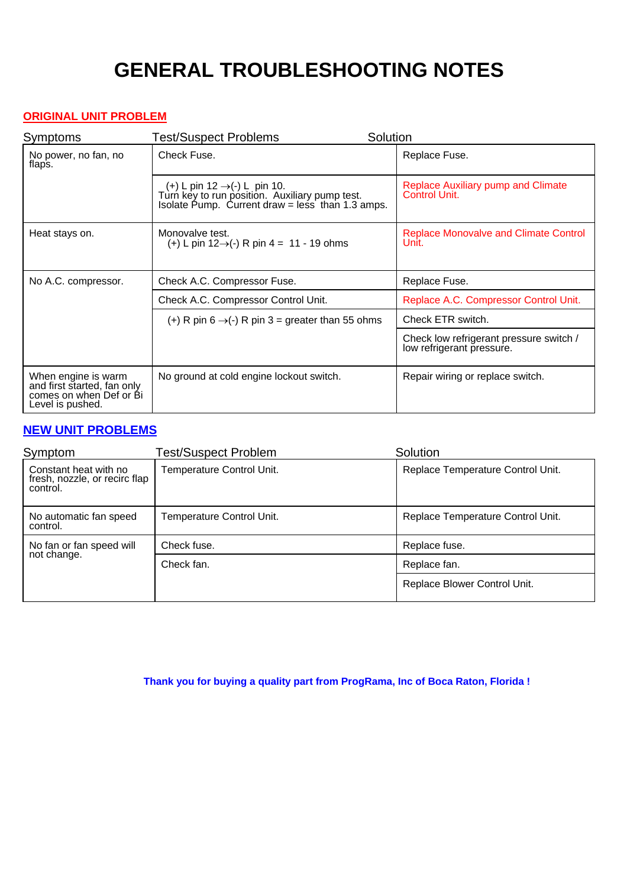# GENERAL TROUBLESHOOTING NOTES

## ORIGINAL UNIT PROBLEM

| Symptoms | Test/Suspect Problems | Solution |
|---|---|---|
| No power, no fan, no flaps. | Check Fuse. | Replace Fuse. |
| | (+) L pin 12 →(-) L pin 10. Turn key to run position. Auxiliary pump test. Isolate Pump. Current draw = less than 1.3 amps. | Replace Auxiliary pump and Climate Control Unit. |
| Heat stays on. | Monovalve test. (+) L pin 12→(-) R pin 4 = 11 - 19 ohms | Replace Monovalve and Climate Control Unit. |
| No A.C. compressor. | Check A.C. Compressor Fuse. | Replace Fuse. |
| | Check A.C. Compressor Control Unit. | Replace A.C. Compressor Control Unit. |
| | (+) R pin 6 →(-) R pin 3 = greater than 55 ohms | Check ETR switch. |
| | | Check low refrigerant pressure switch / low refrigerant pressure. |
| When engine is warm and first started, fan only comes on when Def or Bi Level is pushed. | No ground at cold engine lockout switch. | Repair wiring or replace switch. |

## NEW UNIT PROBLEMS

| Symptom | Test/Suspect Problem | Solution |
|---|---|---|
| Constant heat with no fresh, nozzle, or recirc flap control. | Temperature Control Unit. | Replace Temperature Control Unit. |
| No automatic fan speed control. | Temperature Control Unit. | Replace Temperature Control Unit. |
| No fan or fan speed will not change. | Check fuse. | Replace fuse. |
| | Check fan. | Replace fan. |
| | | Replace Blower Control Unit. |

**Thank you for buying a quality part from ProgRama, Inc of Boca Raton, Florida !**